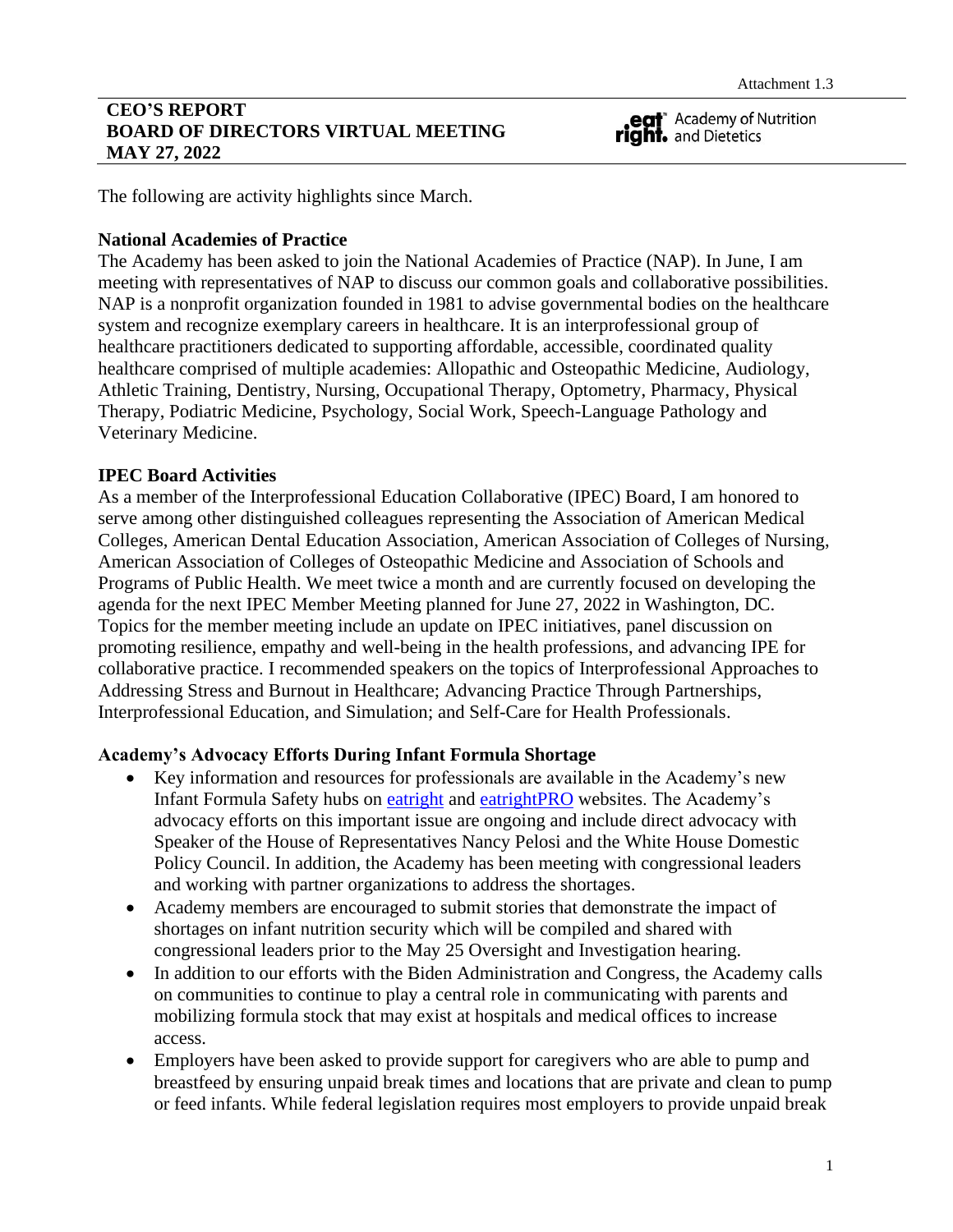Attachment 1.3

**CEO'S REPORT**
**BOARD OF DIRECTORS VIRTUAL MEETING**
**MAY 27, 2022**

eat right. Academy of Nutrition and Dietetics

The following are activity highlights since March.

## National Academies of Practice

The Academy has been asked to join the National Academies of Practice (NAP). In June, I am meeting with representatives of NAP to discuss our common goals and collaborative possibilities. NAP is a nonprofit organization founded in 1981 to advise governmental bodies on the healthcare system and recognize exemplary careers in healthcare. It is an interprofessional group of healthcare practitioners dedicated to supporting affordable, accessible, coordinated quality healthcare comprised of multiple academies: Allopathic and Osteopathic Medicine, Audiology, Athletic Training, Dentistry, Nursing, Occupational Therapy, Optometry, Pharmacy, Physical Therapy, Podiatric Medicine, Psychology, Social Work, Speech-Language Pathology and Veterinary Medicine.

## IPEC Board Activities

As a member of the Interprofessional Education Collaborative (IPEC) Board, I am honored to serve among other distinguished colleagues representing the Association of American Medical Colleges, American Dental Education Association, American Association of Colleges of Nursing, American Association of Colleges of Osteopathic Medicine and Association of Schools and Programs of Public Health. We meet twice a month and are currently focused on developing the agenda for the next IPEC Member Meeting planned for June 27, 2022 in Washington, DC. Topics for the member meeting include an update on IPEC initiatives, panel discussion on promoting resilience, empathy and well-being in the health professions, and advancing IPE for collaborative practice. I recommended speakers on the topics of Interprofessional Approaches to Addressing Stress and Burnout in Healthcare; Advancing Practice Through Partnerships, Interprofessional Education, and Simulation; and Self-Care for Health Professionals.

## Academy's Advocacy Efforts During Infant Formula Shortage

- Key information and resources for professionals are available in the Academy's new Infant Formula Safety hubs on eatright and eatrightPRO websites. The Academy's advocacy efforts on this important issue are ongoing and include direct advocacy with Speaker of the House of Representatives Nancy Pelosi and the White House Domestic Policy Council. In addition, the Academy has been meeting with congressional leaders and working with partner organizations to address the shortages.
- Academy members are encouraged to submit stories that demonstrate the impact of shortages on infant nutrition security which will be compiled and shared with congressional leaders prior to the May 25 Oversight and Investigation hearing.
- In addition to our efforts with the Biden Administration and Congress, the Academy calls on communities to continue to play a central role in communicating with parents and mobilizing formula stock that may exist at hospitals and medical offices to increase access.
- Employers have been asked to provide support for caregivers who are able to pump and breastfeed by ensuring unpaid break times and locations that are private and clean to pump or feed infants. While federal legislation requires most employers to provide unpaid break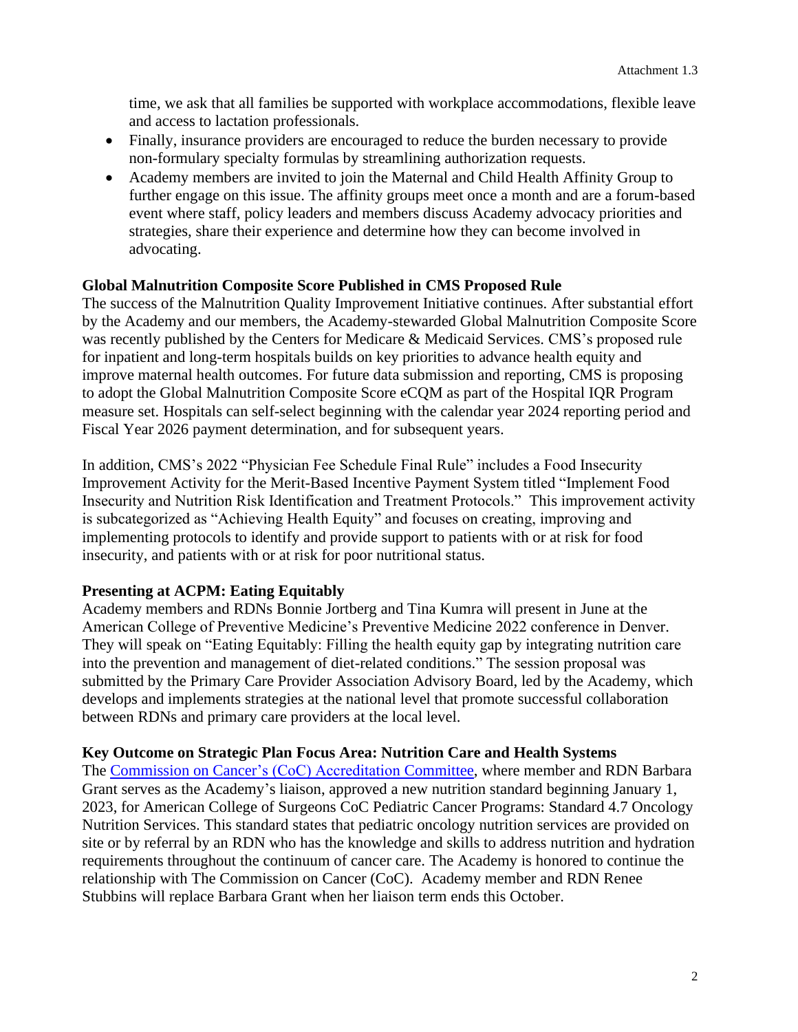time, we ask that all families be supported with workplace accommodations, flexible leave and access to lactation professionals.

- Finally, insurance providers are encouraged to reduce the burden necessary to provide non-formulary specialty formulas by streamlining authorization requests.
- Academy members are invited to join the Maternal and Child Health Affinity Group to further engage on this issue. The affinity groups meet once a month and are a forum-based event where staff, policy leaders and members discuss Academy advocacy priorities and strategies, share their experience and determine how they can become involved in advocating.

**Global Malnutrition Composite Score Published in CMS Proposed Rule**

The success of the Malnutrition Quality Improvement Initiative continues. After substantial effort by the Academy and our members, the Academy-stewarded Global Malnutrition Composite Score was recently published by the Centers for Medicare & Medicaid Services. CMS's proposed rule for inpatient and long-term hospitals builds on key priorities to advance health equity and improve maternal health outcomes. For future data submission and reporting, CMS is proposing to adopt the Global Malnutrition Composite Score eCQM as part of the Hospital IQR Program measure set. Hospitals can self-select beginning with the calendar year 2024 reporting period and Fiscal Year 2026 payment determination, and for subsequent years.

In addition, CMS's 2022 "Physician Fee Schedule Final Rule" includes a Food Insecurity Improvement Activity for the Merit-Based Incentive Payment System titled "Implement Food Insecurity and Nutrition Risk Identification and Treatment Protocols." This improvement activity is subcategorized as "Achieving Health Equity" and focuses on creating, improving and implementing protocols to identify and provide support to patients with or at risk for food insecurity, and patients with or at risk for poor nutritional status.

**Presenting at ACPM: Eating Equitably**

Academy members and RDNs Bonnie Jortberg and Tina Kumra will present in June at the American College of Preventive Medicine's Preventive Medicine 2022 conference in Denver. They will speak on "Eating Equitably: Filling the health equity gap by integrating nutrition care into the prevention and management of diet-related conditions." The session proposal was submitted by the Primary Care Provider Association Advisory Board, led by the Academy, which develops and implements strategies at the national level that promote successful collaboration between RDNs and primary care providers at the local level.

**Key Outcome on Strategic Plan Focus Area: Nutrition Care and Health Systems**

The Commission on Cancer's (CoC) Accreditation Committee, where member and RDN Barbara Grant serves as the Academy's liaison, approved a new nutrition standard beginning January 1, 2023, for American College of Surgeons CoC Pediatric Cancer Programs: Standard 4.7 Oncology Nutrition Services. This standard states that pediatric oncology nutrition services are provided on site or by referral by an RDN who has the knowledge and skills to address nutrition and hydration requirements throughout the continuum of cancer care. The Academy is honored to continue the relationship with The Commission on Cancer (CoC). Academy member and RDN Renee Stubbins will replace Barbara Grant when her liaison term ends this October.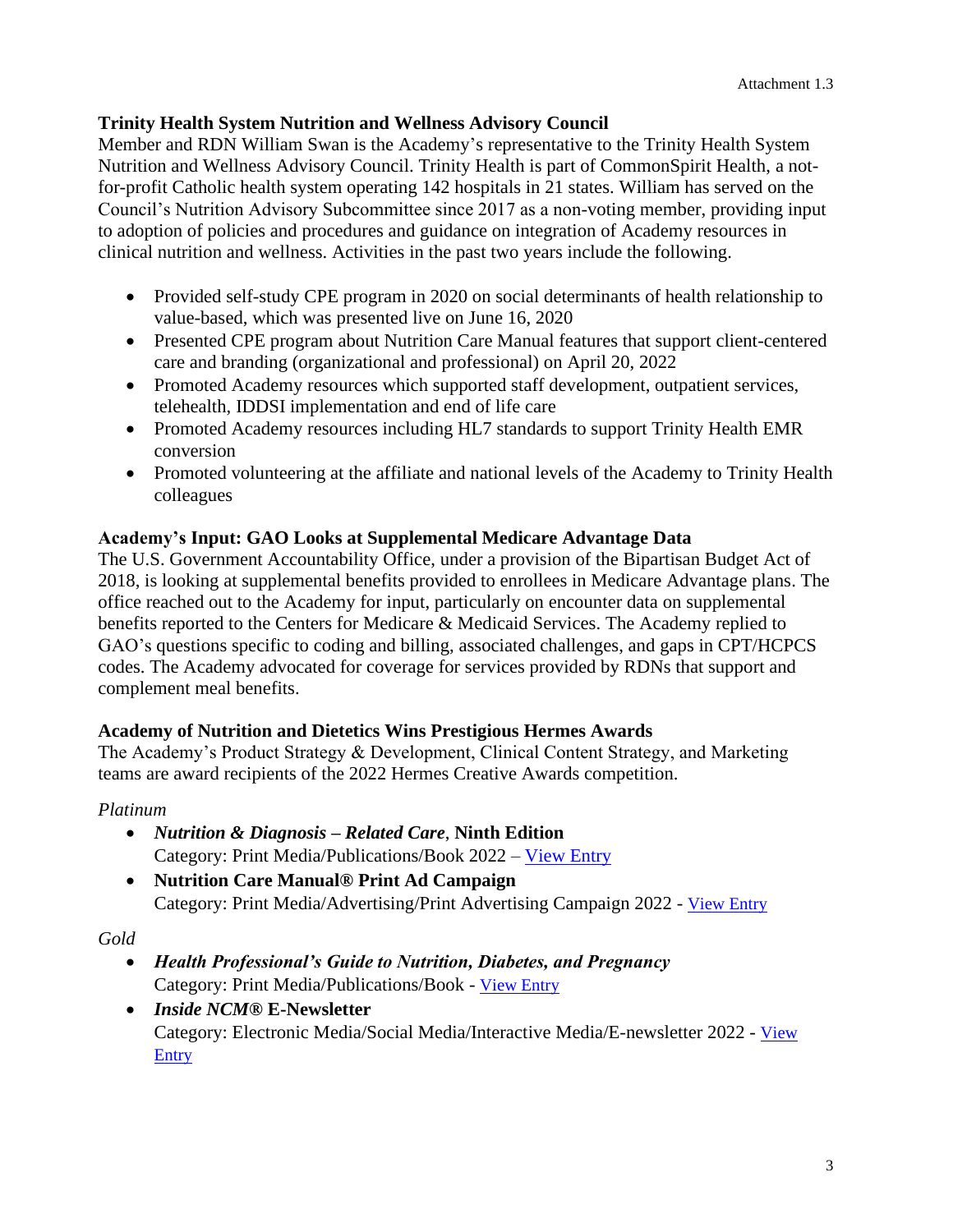Attachment 1.3

**Trinity Health System Nutrition and Wellness Advisory Council**

Member and RDN William Swan is the Academy's representative to the Trinity Health System Nutrition and Wellness Advisory Council. Trinity Health is part of CommonSpirit Health, a not-for-profit Catholic health system operating 142 hospitals in 21 states. William has served on the Council's Nutrition Advisory Subcommittee since 2017 as a non-voting member, providing input to adoption of policies and procedures and guidance on integration of Academy resources in clinical nutrition and wellness. Activities in the past two years include the following.

- Provided self-study CPE program in 2020 on social determinants of health relationship to value-based, which was presented live on June 16, 2020
- Presented CPE program about Nutrition Care Manual features that support client-centered care and branding (organizational and professional) on April 20, 2022
- Promoted Academy resources which supported staff development, outpatient services, telehealth, IDDSI implementation and end of life care
- Promoted Academy resources including HL7 standards to support Trinity Health EMR conversion
- Promoted volunteering at the affiliate and national levels of the Academy to Trinity Health colleagues

**Academy's Input: GAO Looks at Supplemental Medicare Advantage Data**

The U.S. Government Accountability Office, under a provision of the Bipartisan Budget Act of 2018, is looking at supplemental benefits provided to enrollees in Medicare Advantage plans. The office reached out to the Academy for input, particularly on encounter data on supplemental benefits reported to the Centers for Medicare & Medicaid Services. The Academy replied to GAO's questions specific to coding and billing, associated challenges, and gaps in CPT/HCPCS codes. The Academy advocated for coverage for services provided by RDNs that support and complement meal benefits.

**Academy of Nutrition and Dietetics Wins Prestigious Hermes Awards**

The Academy's Product Strategy & Development, Clinical Content Strategy, and Marketing teams are award recipients of the 2022 Hermes Creative Awards competition.

*Platinum*

- ***Nutrition & Diagnosis – Related Care*, Ninth Edition**
  Category: Print Media/Publications/Book 2022 – View Entry
- **Nutrition Care Manual® Print Ad Campaign**
  Category: Print Media/Advertising/Print Advertising Campaign 2022 - View Entry

*Gold*

- ***Health Professional's Guide to Nutrition, Diabetes, and Pregnancy***
  Category: Print Media/Publications/Book - View Entry
- ***Inside NCM®* E-Newsletter**
  Category: Electronic Media/Social Media/Interactive Media/E-newsletter 2022 - View Entry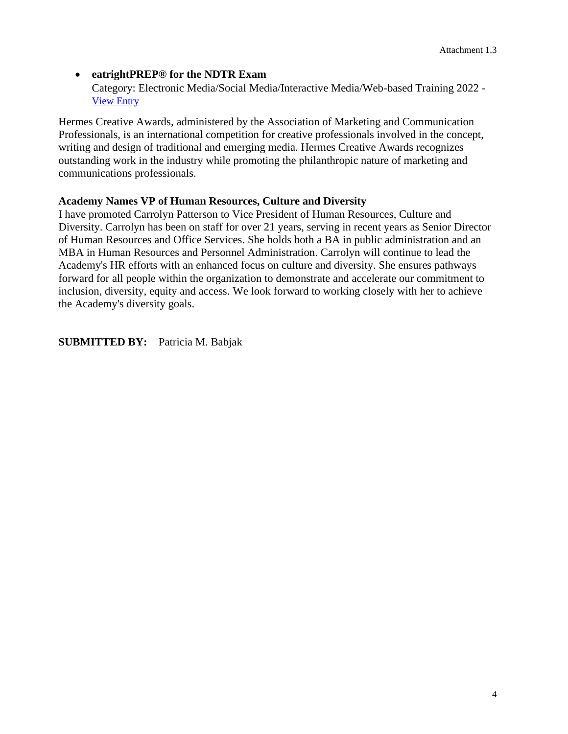- **eatrightPREP® for the NDTR Exam**
  Category: Electronic Media/Social Media/Interactive Media/Web-based Training 2022 - View Entry

Hermes Creative Awards, administered by the Association of Marketing and Communication Professionals, is an international competition for creative professionals involved in the concept, writing and design of traditional and emerging media. Hermes Creative Awards recognizes outstanding work in the industry while promoting the philanthropic nature of marketing and communications professionals.

**Academy Names VP of Human Resources, Culture and Diversity**

I have promoted Carrolyn Patterson to Vice President of Human Resources, Culture and Diversity. Carrolyn has been on staff for over 21 years, serving in recent years as Senior Director of Human Resources and Office Services. She holds both a BA in public administration and an MBA in Human Resources and Personnel Administration. Carrolyn will continue to lead the Academy's HR efforts with an enhanced focus on culture and diversity. She ensures pathways forward for all people within the organization to demonstrate and accelerate our commitment to inclusion, diversity, equity and access. We look forward to working closely with her to achieve the Academy's diversity goals.

**SUBMITTED BY:** Patricia M. Babjak